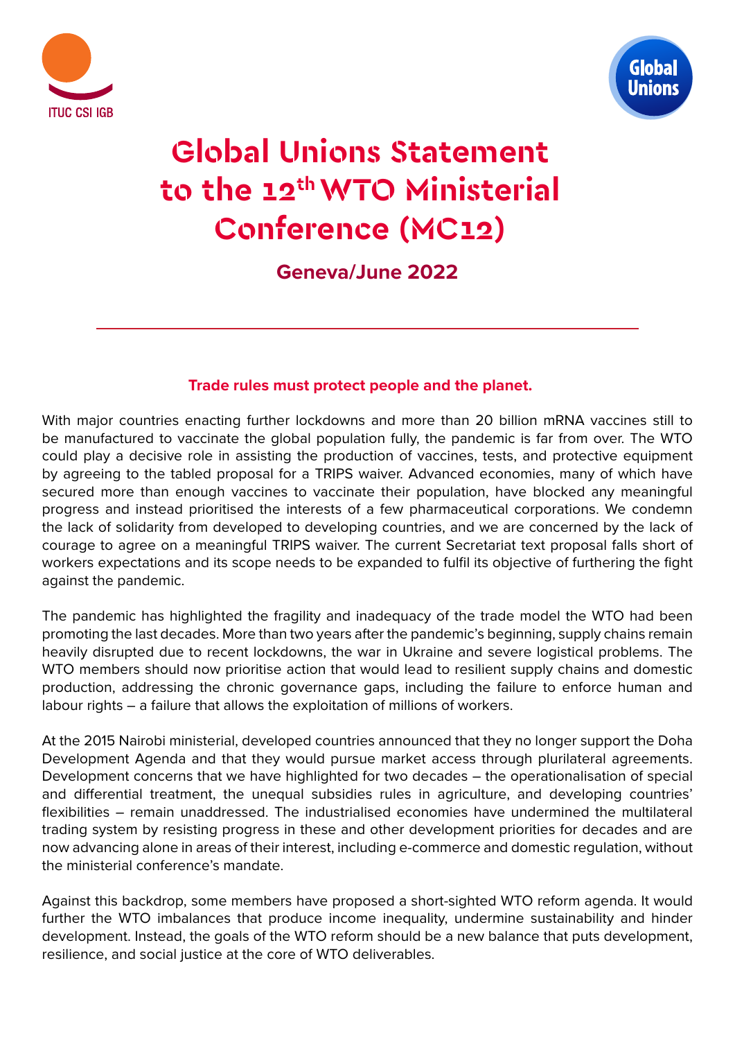ITUC CSI IGB

Global Unions

# Global Unions Statement to the 12th WTO Ministerial Conference (MC12)

**Geneva/June 2022**

---

**Trade rules must protect people and the planet.**

With major countries enacting further lockdowns and more than 20 billion mRNA vaccines still to be manufactured to vaccinate the global population fully, the pandemic is far from over. The WTO could play a decisive role in assisting the production of vaccines, tests, and protective equipment by agreeing to the tabled proposal for a TRIPS waiver. Advanced economies, many of which have secured more than enough vaccines to vaccinate their population, have blocked any meaningful progress and instead prioritised the interests of a few pharmaceutical corporations. We condemn the lack of solidarity from developed to developing countries, and we are concerned by the lack of courage to agree on a meaningful TRIPS waiver. The current Secretariat text proposal falls short of workers expectations and its scope needs to be expanded to fulfil its objective of furthering the fight against the pandemic.

The pandemic has highlighted the fragility and inadequacy of the trade model the WTO had been promoting the last decades. More than two years after the pandemic's beginning, supply chains remain heavily disrupted due to recent lockdowns, the war in Ukraine and severe logistical problems. The WTO members should now prioritise action that would lead to resilient supply chains and domestic production, addressing the chronic governance gaps, including the failure to enforce human and labour rights – a failure that allows the exploitation of millions of workers.

At the 2015 Nairobi ministerial, developed countries announced that they no longer support the Doha Development Agenda and that they would pursue market access through plurilateral agreements. Development concerns that we have highlighted for two decades – the operationalisation of special and differential treatment, the unequal subsidies rules in agriculture, and developing countries' flexibilities – remain unaddressed. The industrialised economies have undermined the multilateral trading system by resisting progress in these and other development priorities for decades and are now advancing alone in areas of their interest, including e-commerce and domestic regulation, without the ministerial conference's mandate.

Against this backdrop, some members have proposed a short-sighted WTO reform agenda. It would further the WTO imbalances that produce income inequality, undermine sustainability and hinder development. Instead, the goals of the WTO reform should be a new balance that puts development, resilience, and social justice at the core of WTO deliverables.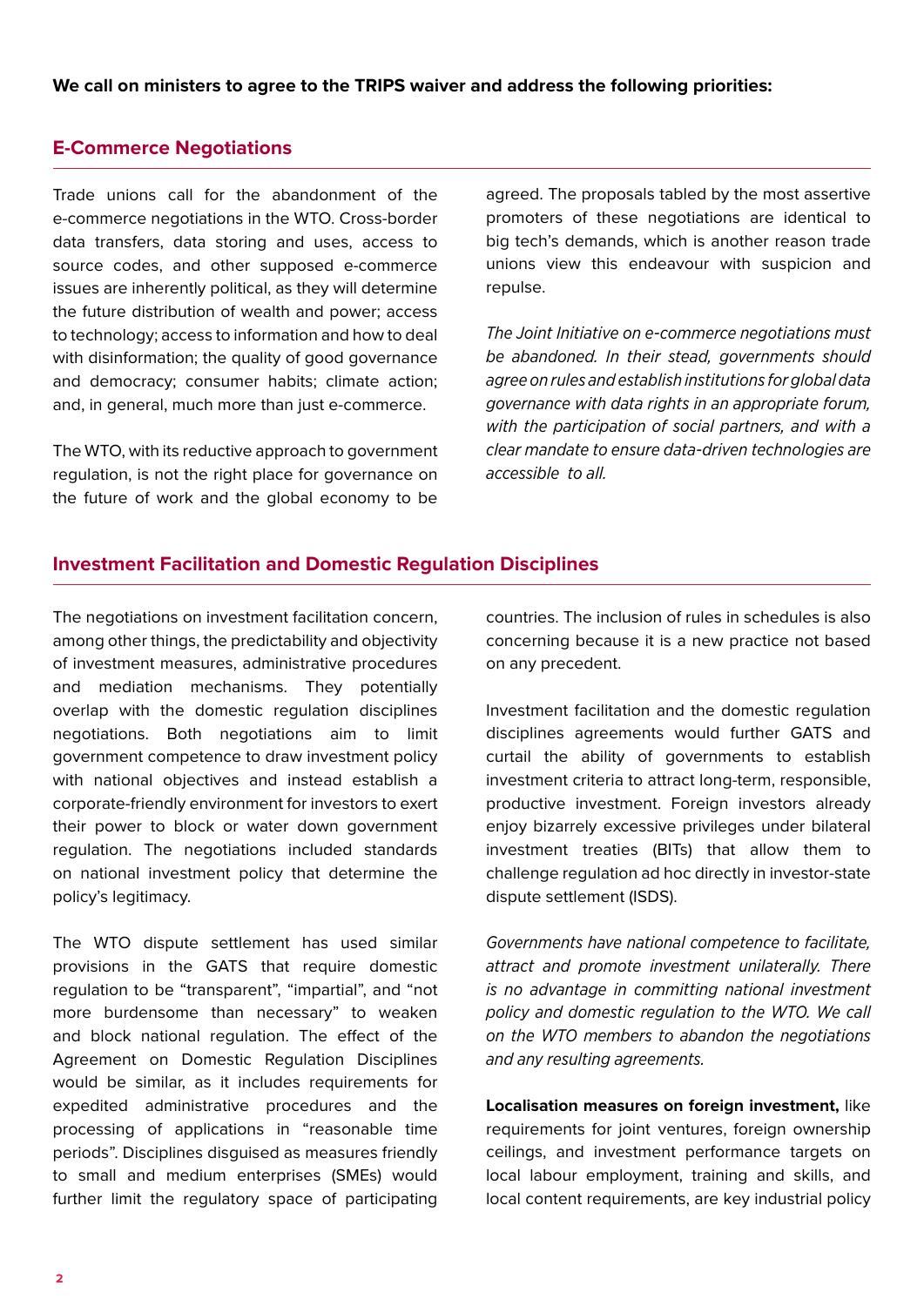**We call on ministers to agree to the TRIPS waiver and address the following priorities:**

## E-Commerce Negotiations

Trade unions call for the abandonment of the e-commerce negotiations in the WTO. Cross-border data transfers, data storing and uses, access to source codes, and other supposed e-commerce issues are inherently political, as they will determine the future distribution of wealth and power; access to technology; access to information and how to deal with disinformation; the quality of good governance and democracy; consumer habits; climate action; and, in general, much more than just e-commerce.

The WTO, with its reductive approach to government regulation, is not the right place for governance on the future of work and the global economy to be agreed. The proposals tabled by the most assertive promoters of these negotiations are identical to big tech's demands, which is another reason trade unions view this endeavour with suspicion and repulse.

*The Joint Initiative on e-commerce negotiations must be abandoned. In their stead, governments should agree on rules and establish institutions for global data governance with data rights in an appropriate forum, with the participation of social partners, and with a clear mandate to ensure data-driven technologies are accessible to all.*

## Investment Facilitation and Domestic Regulation Disciplines

The negotiations on investment facilitation concern, among other things, the predictability and objectivity of investment measures, administrative procedures and mediation mechanisms. They potentially overlap with the domestic regulation disciplines negotiations. Both negotiations aim to limit government competence to draw investment policy with national objectives and instead establish a corporate-friendly environment for investors to exert their power to block or water down government regulation. The negotiations included standards on national investment policy that determine the policy's legitimacy.

The WTO dispute settlement has used similar provisions in the GATS that require domestic regulation to be "transparent", "impartial", and "not more burdensome than necessary" to weaken and block national regulation. The effect of the Agreement on Domestic Regulation Disciplines would be similar, as it includes requirements for expedited administrative procedures and the processing of applications in "reasonable time periods". Disciplines disguised as measures friendly to small and medium enterprises (SMEs) would further limit the regulatory space of participating countries. The inclusion of rules in schedules is also concerning because it is a new practice not based on any precedent.

Investment facilitation and the domestic regulation disciplines agreements would further GATS and curtail the ability of governments to establish investment criteria to attract long-term, responsible, productive investment. Foreign investors already enjoy bizarrely excessive privileges under bilateral investment treaties (BITs) that allow them to challenge regulation ad hoc directly in investor-state dispute settlement (ISDS).

*Governments have national competence to facilitate, attract and promote investment unilaterally. There is no advantage in committing national investment policy and domestic regulation to the WTO. We call on the WTO members to abandon the negotiations and any resulting agreements.*

**Localisation measures on foreign investment,** like requirements for joint ventures, foreign ownership ceilings, and investment performance targets on local labour employment, training and skills, and local content requirements, are key industrial policy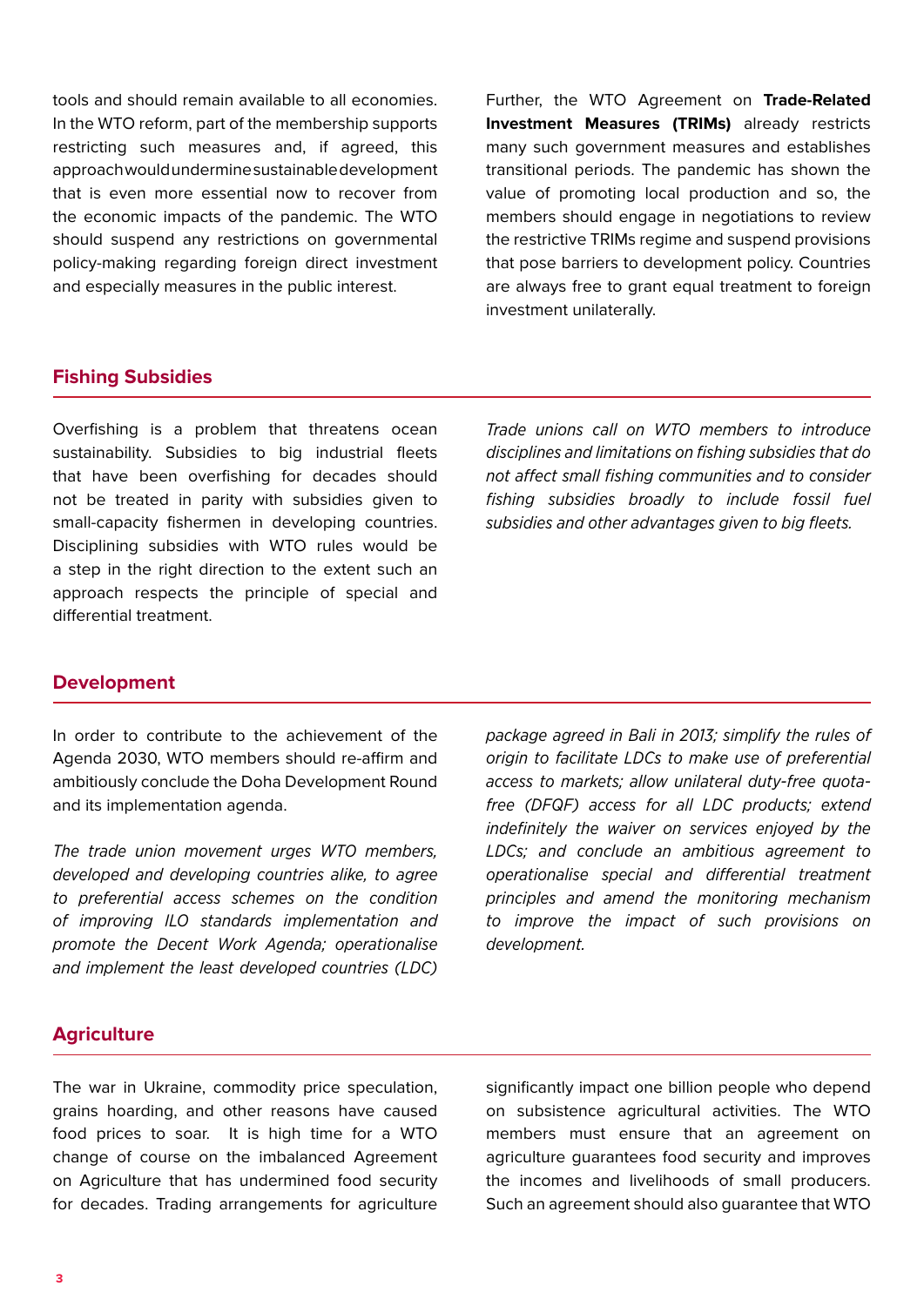tools and should remain available to all economies. In the WTO reform, part of the membership supports restricting such measures and, if agreed, this approach would undermine sustainable development that is even more essential now to recover from the economic impacts of the pandemic. The WTO should suspend any restrictions on governmental policy-making regarding foreign direct investment and especially measures in the public interest.

Further, the WTO Agreement on **Trade-Related Investment Measures (TRIMs)** already restricts many such government measures and establishes transitional periods. The pandemic has shown the value of promoting local production and so, the members should engage in negotiations to review the restrictive TRIMs regime and suspend provisions that pose barriers to development policy. Countries are always free to grant equal treatment to foreign investment unilaterally.

## Fishing Subsidies

Overfishing is a problem that threatens ocean sustainability. Subsidies to big industrial fleets that have been overfishing for decades should not be treated in parity with subsidies given to small-capacity fishermen in developing countries. Disciplining subsidies with WTO rules would be a step in the right direction to the extent such an approach respects the principle of special and differential treatment.

*Trade unions call on WTO members to introduce disciplines and limitations on fishing subsidies that do not affect small fishing communities and to consider fishing subsidies broadly to include fossil fuel subsidies and other advantages given to big fleets.*

## Development

In order to contribute to the achievement of the Agenda 2030, WTO members should re-affirm and ambitiously conclude the Doha Development Round and its implementation agenda.

*The trade union movement urges WTO members, developed and developing countries alike, to agree to preferential access schemes on the condition of improving ILO standards implementation and promote the Decent Work Agenda; operationalise and implement the least developed countries (LDC) package agreed in Bali in 2013; simplify the rules of origin to facilitate LDCs to make use of preferential access to markets; allow unilateral duty-free quota-free (DFQF) access for all LDC products; extend indefinitely the waiver on services enjoyed by the LDCs; and conclude an ambitious agreement to operationalise special and differential treatment principles and amend the monitoring mechanism to improve the impact of such provisions on development.*

## Agriculture

The war in Ukraine, commodity price speculation, grains hoarding, and other reasons have caused food prices to soar. It is high time for a WTO change of course on the imbalanced Agreement on Agriculture that has undermined food security for decades. Trading arrangements for agriculture significantly impact one billion people who depend on subsistence agricultural activities. The WTO members must ensure that an agreement on agriculture guarantees food security and improves the incomes and livelihoods of small producers. Such an agreement should also guarantee that WTO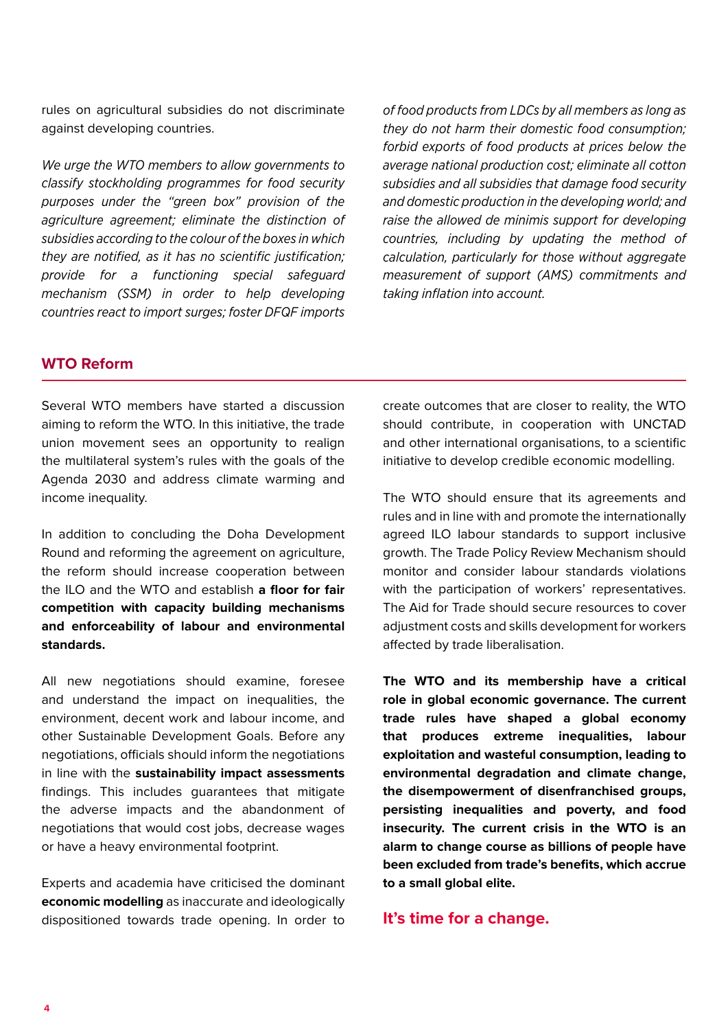rules on agricultural subsidies do not discriminate against developing countries.

*We urge the WTO members to allow governments to classify stockholding programmes for food security purposes under the "green box" provision of the agriculture agreement; eliminate the distinction of subsidies according to the colour of the boxes in which they are notified, as it has no scientific justification; provide for a functioning special safeguard mechanism (SSM) in order to help developing countries react to import surges; foster DFQF imports of food products from LDCs by all members as long as they do not harm their domestic food consumption; forbid exports of food products at prices below the average national production cost; eliminate all cotton subsidies and all subsidies that damage food security and domestic production in the developing world; and raise the allowed de minimis support for developing countries, including by updating the method of calculation, particularly for those without aggregate measurement of support (AMS) commitments and taking inflation into account.*

## WTO Reform

Several WTO members have started a discussion aiming to reform the WTO. In this initiative, the trade union movement sees an opportunity to realign the multilateral system's rules with the goals of the Agenda 2030 and address climate warming and income inequality.

In addition to concluding the Doha Development Round and reforming the agreement on agriculture, the reform should increase cooperation between the ILO and the WTO and establish **a floor for fair competition with capacity building mechanisms and enforceability of labour and environmental standards.**

All new negotiations should examine, foresee and understand the impact on inequalities, the environment, decent work and labour income, and other Sustainable Development Goals. Before any negotiations, officials should inform the negotiations in line with the **sustainability impact assessments** findings. This includes guarantees that mitigate the adverse impacts and the abandonment of negotiations that would cost jobs, decrease wages or have a heavy environmental footprint.

Experts and academia have criticised the dominant **economic modelling** as inaccurate and ideologically dispositioned towards trade opening. In order to create outcomes that are closer to reality, the WTO should contribute, in cooperation with UNCTAD and other international organisations, to a scientific initiative to develop credible economic modelling.

The WTO should ensure that its agreements and rules and in line with and promote the internationally agreed ILO labour standards to support inclusive growth. The Trade Policy Review Mechanism should monitor and consider labour standards violations with the participation of workers' representatives. The Aid for Trade should secure resources to cover adjustment costs and skills development for workers affected by trade liberalisation.

**The WTO and its membership have a critical role in global economic governance. The current trade rules have shaped a global economy that produces extreme inequalities, labour exploitation and wasteful consumption, leading to environmental degradation and climate change, the disempowerment of disenfranchised groups, persisting inequalities and poverty, and food insecurity. The current crisis in the WTO is an alarm to change course as billions of people have been excluded from trade's benefits, which accrue to a small global elite.**

**It's time for a change.**